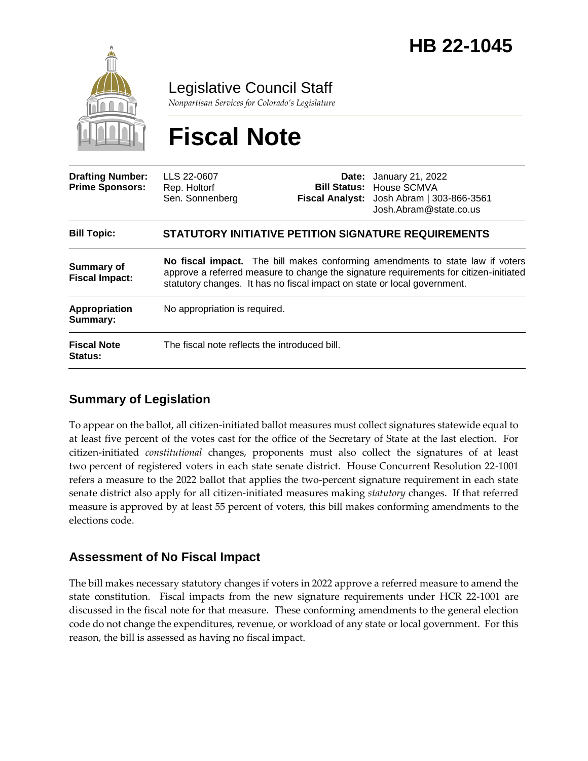# HB 22-1045

Legislative Council Staff

*Nonpartisan Services for Colorado's Legislature*

# Fiscal Note

| | | | |
|---|---|---|---|
| **Drafting Number:** | LLS 22-0607 | **Date:** | January 21, 2022 |
| **Prime Sponsors:** | Rep. Holtorf<br>Sen. Sonnenberg | **Bill Status:** | House SCMVA |
| | | **Fiscal Analyst:** | Josh Abram \| 303-866-3561<br>Josh.Abram@state.co.us |

| | |
|---|---|
| **Bill Topic:** | **STATUTORY INITIATIVE PETITION SIGNATURE REQUIREMENTS** |
| **Summary of Fiscal Impact:** | **No fiscal impact.** The bill makes conforming amendments to state law if voters approve a referred measure to change the signature requirements for citizen-initiated statutory changes. It has no fiscal impact on state or local government. |
| **Appropriation Summary:** | No appropriation is required. |
| **Fiscal Note Status:** | The fiscal note reflects the introduced bill. |

## Summary of Legislation

To appear on the ballot, all citizen-initiated ballot measures must collect signatures statewide equal to at least five percent of the votes cast for the office of the Secretary of State at the last election. For citizen-initiated *constitutional* changes, proponents must also collect the signatures of at least two percent of registered voters in each state senate district. House Concurrent Resolution 22-1001 refers a measure to the 2022 ballot that applies the two-percent signature requirement in each state senate district also apply for all citizen-initiated measures making *statutory* changes. If that referred measure is approved by at least 55 percent of voters, this bill makes conforming amendments to the elections code.

## Assessment of No Fiscal Impact

The bill makes necessary statutory changes if voters in 2022 approve a referred measure to amend the state constitution. Fiscal impacts from the new signature requirements under HCR 22-1001 are discussed in the fiscal note for that measure. These conforming amendments to the general election code do not change the expenditures, revenue, or workload of any state or local government. For this reason, the bill is assessed as having no fiscal impact.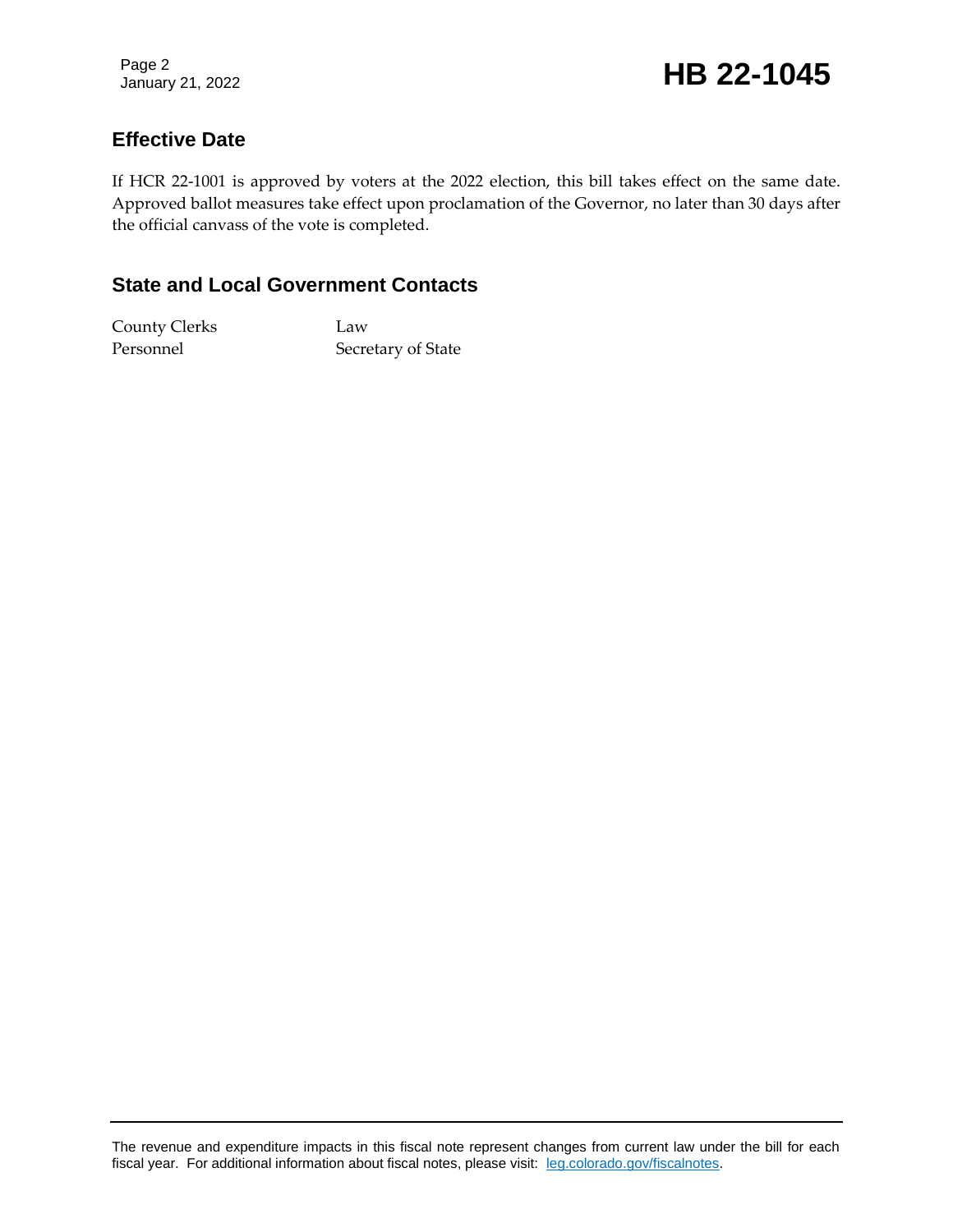## Effective Date

If HCR 22-1001 is approved by voters at the 2022 election, this bill takes effect on the same date. Approved ballot measures take effect upon proclamation of the Governor, no later than 30 days after the official canvass of the vote is completed.

## State and Local Government Contacts

| | |
|---|---|
| County Clerks | Law |
| Personnel | Secretary of State |

The revenue and expenditure impacts in this fiscal note represent changes from current law under the bill for each fiscal year. For additional information about fiscal notes, please visit: leg.colorado.gov/fiscalnotes.